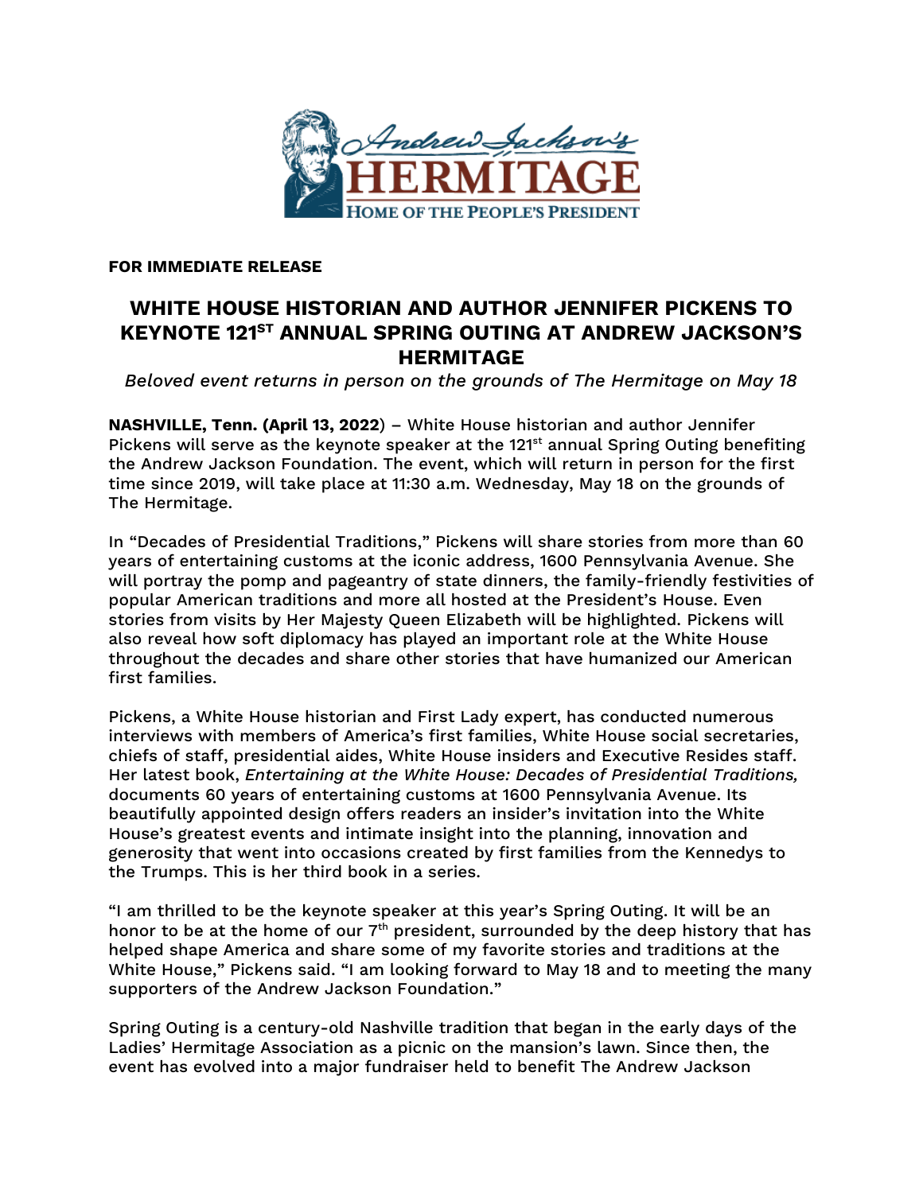**FOR IMMEDIATE RELEASE**

# WHITE HOUSE HISTORIAN AND AUTHOR JENNIFER PICKENS TO KEYNOTE 121ST ANNUAL SPRING OUTING AT ANDREW JACKSON'S HERMITAGE

*Beloved event returns in person on the grounds of The Hermitage on May 18*

**NASHVILLE, Tenn. (April 13, 2022**) – White House historian and author Jennifer Pickens will serve as the keynote speaker at the 121st annual Spring Outing benefiting the Andrew Jackson Foundation. The event, which will return in person for the first time since 2019, will take place at 11:30 a.m. Wednesday, May 18 on the grounds of The Hermitage.

In "Decades of Presidential Traditions," Pickens will share stories from more than 60 years of entertaining customs at the iconic address, 1600 Pennsylvania Avenue. She will portray the pomp and pageantry of state dinners, the family-friendly festivities of popular American traditions and more all hosted at the President's House. Even stories from visits by Her Majesty Queen Elizabeth will be highlighted. Pickens will also reveal how soft diplomacy has played an important role at the White House throughout the decades and share other stories that have humanized our American first families.

Pickens, a White House historian and First Lady expert, has conducted numerous interviews with members of America's first families, White House social secretaries, chiefs of staff, presidential aides, White House insiders and Executive Resides staff. Her latest book, *Entertaining at the White House: Decades of Presidential Traditions,* documents 60 years of entertaining customs at 1600 Pennsylvania Avenue. Its beautifully appointed design offers readers an insider's invitation into the White House's greatest events and intimate insight into the planning, innovation and generosity that went into occasions created by first families from the Kennedys to the Trumps. This is her third book in a series.

"I am thrilled to be the keynote speaker at this year's Spring Outing. It will be an honor to be at the home of our 7th president, surrounded by the deep history that has helped shape America and share some of my favorite stories and traditions at the White House," Pickens said. "I am looking forward to May 18 and to meeting the many supporters of the Andrew Jackson Foundation."

Spring Outing is a century-old Nashville tradition that began in the early days of the Ladies' Hermitage Association as a picnic on the mansion's lawn. Since then, the event has evolved into a major fundraiser held to benefit The Andrew Jackson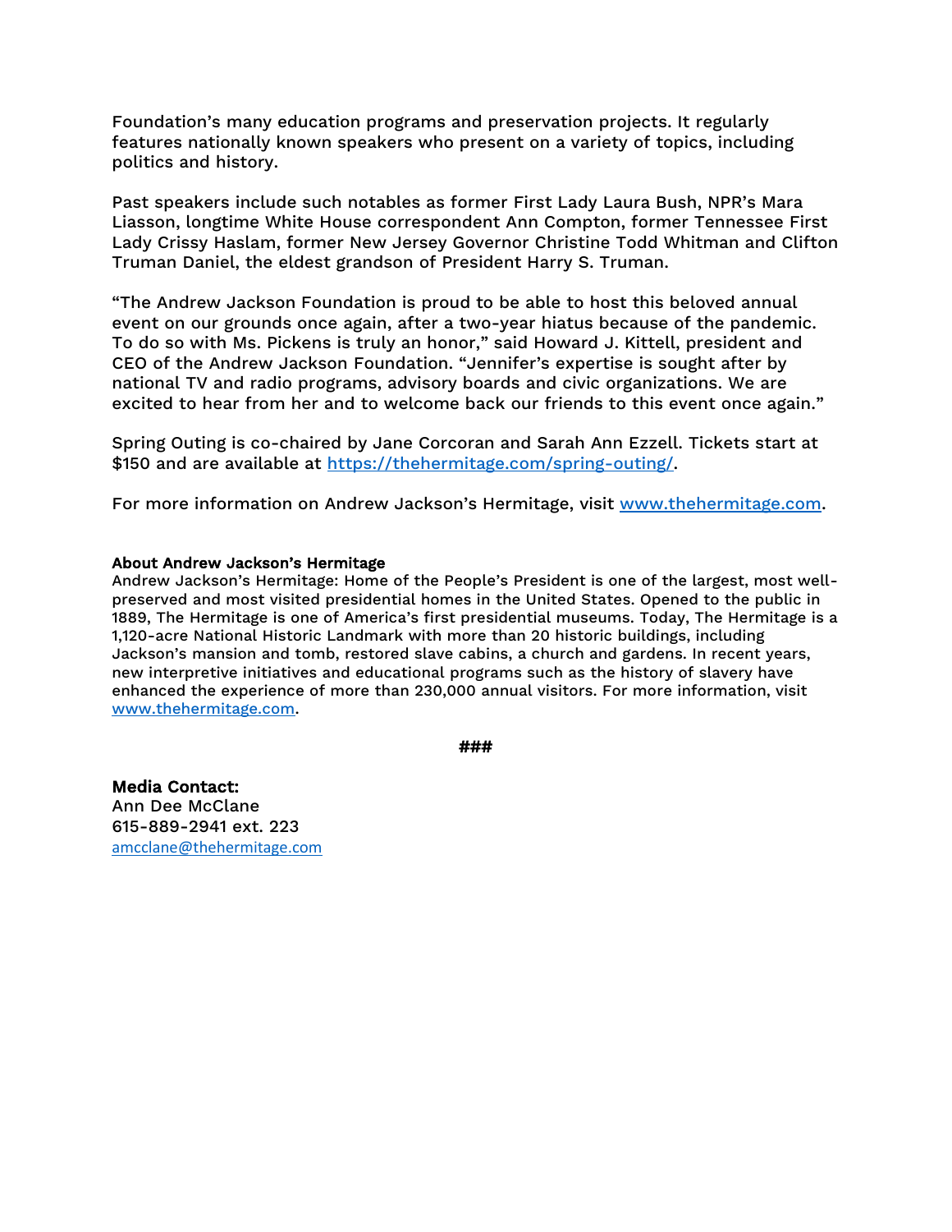Foundation's many education programs and preservation projects. It regularly features nationally known speakers who present on a variety of topics, including politics and history.

Past speakers include such notables as former First Lady Laura Bush, NPR's Mara Liasson, longtime White House correspondent Ann Compton, former Tennessee First Lady Crissy Haslam, former New Jersey Governor Christine Todd Whitman and Clifton Truman Daniel, the eldest grandson of President Harry S. Truman.

"The Andrew Jackson Foundation is proud to be able to host this beloved annual event on our grounds once again, after a two-year hiatus because of the pandemic. To do so with Ms. Pickens is truly an honor," said Howard J. Kittell, president and CEO of the Andrew Jackson Foundation. "Jennifer's expertise is sought after by national TV and radio programs, advisory boards and civic organizations. We are excited to hear from her and to welcome back our friends to this event once again."

Spring Outing is co-chaired by Jane Corcoran and Sarah Ann Ezzell. Tickets start at $150 and are available at https://thehermitage.com/spring-outing/.

For more information on Andrew Jackson's Hermitage, visit www.thehermitage.com.

**About Andrew Jackson's Hermitage**

Andrew Jackson's Hermitage: Home of the People's President is one of the largest, most well-preserved and most visited presidential homes in the United States. Opened to the public in 1889, The Hermitage is one of America's first presidential museums. Today, The Hermitage is a 1,120-acre National Historic Landmark with more than 20 historic buildings, including Jackson's mansion and tomb, restored slave cabins, a church and gardens. In recent years, new interpretive initiatives and educational programs such as the history of slavery have enhanced the experience of more than 230,000 annual visitors. For more information, visit www.thehermitage.com.

###

**Media Contact:**
Ann Dee McClane
615-889-2941 ext. 223
amcclane@thehermitage.com